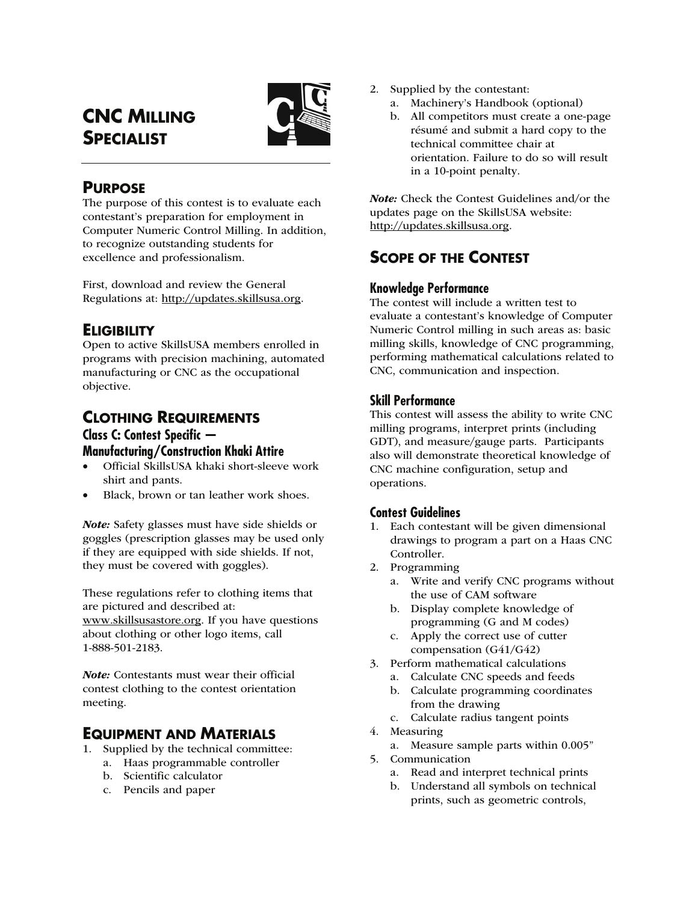# CNC MILLING SPECIALIST

## PURPOSE

The purpose of this contest is to evaluate each contestant's preparation for employment in Computer Numeric Control Milling. In addition, to recognize outstanding students for excellence and professionalism.

First, download and review the General Regulations at: http://updates.skillsusa.org.

## ELIGIBILITY

Open to active SkillsUSA members enrolled in programs with precision machining, automated manufacturing or CNC as the occupational objective.

## CLOTHING REQUIREMENTS

### Class C: Contest Specific — Manufacturing/Construction Khaki Attire

- Official SkillsUSA khaki short-sleeve work shirt and pants.
- Black, brown or tan leather work shoes.

*Note:* Safety glasses must have side shields or goggles (prescription glasses may be used only if they are equipped with side shields. If not, they must be covered with goggles).

These regulations refer to clothing items that are pictured and described at: www.skillsusastore.org. If you have questions about clothing or other logo items, call 1-888-501-2183.

*Note:* Contestants must wear their official contest clothing to the contest orientation meeting.

## EQUIPMENT AND MATERIALS

1. Supplied by the technical committee:
   a. Haas programmable controller
   b. Scientific calculator
   c. Pencils and paper
2. Supplied by the contestant:
   a. Machinery's Handbook (optional)
   b. All competitors must create a one-page résumé and submit a hard copy to the technical committee chair at orientation. Failure to do so will result in a 10-point penalty.

*Note:* Check the Contest Guidelines and/or the updates page on the SkillsUSA website: http://updates.skillsusa.org.

## SCOPE OF THE CONTEST

### Knowledge Performance

The contest will include a written test to evaluate a contestant's knowledge of Computer Numeric Control milling in such areas as: basic milling skills, knowledge of CNC programming, performing mathematical calculations related to CNC, communication and inspection.

### Skill Performance

This contest will assess the ability to write CNC milling programs, interpret prints (including GDT), and measure/gauge parts. Participants also will demonstrate theoretical knowledge of CNC machine configuration, setup and operations.

### Contest Guidelines

1. Each contestant will be given dimensional drawings to program a part on a Haas CNC Controller.
2. Programming
   a. Write and verify CNC programs without the use of CAM software
   b. Display complete knowledge of programming (G and M codes)
   c. Apply the correct use of cutter compensation (G41/G42)
3. Perform mathematical calculations
   a. Calculate CNC speeds and feeds
   b. Calculate programming coordinates from the drawing
   c. Calculate radius tangent points
4. Measuring
   a. Measure sample parts within 0.005"
5. Communication
   a. Read and interpret technical prints
   b. Understand all symbols on technical prints, such as geometric controls,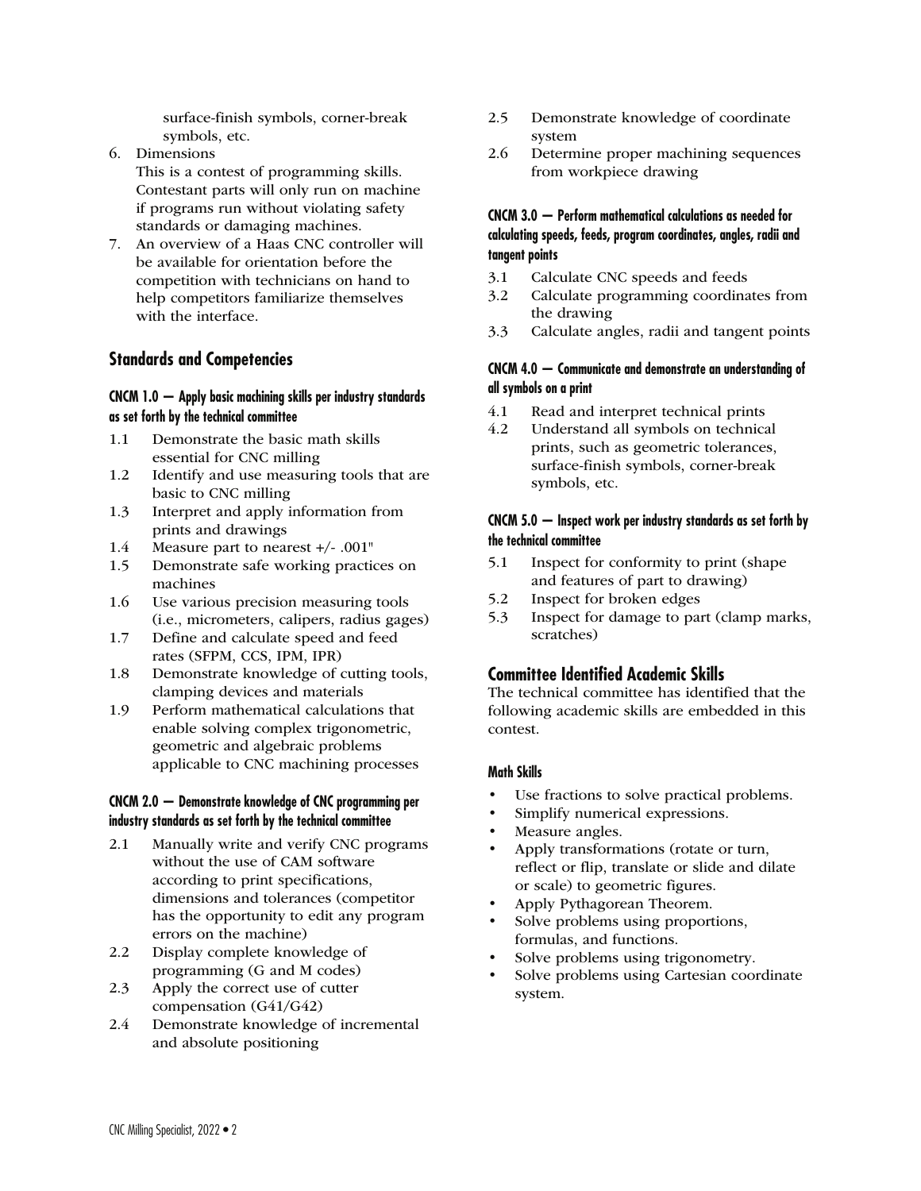surface-finish symbols, corner-break symbols, etc.

6. Dimensions
   This is a contest of programming skills. Contestant parts will only run on machine if programs run without violating safety standards or damaging machines.
7. An overview of a Haas CNC controller will be available for orientation before the competition with technicians on hand to help competitors familiarize themselves with the interface.

## Standards and Competencies

### CNCM 1.0 — Apply basic machining skills per industry standards as set forth by the technical committee

1.1 Demonstrate the basic math skills essential for CNC milling
1.2 Identify and use measuring tools that are basic to CNC milling
1.3 Interpret and apply information from prints and drawings
1.4 Measure part to nearest +/- .001"
1.5 Demonstrate safe working practices on machines
1.6 Use various precision measuring tools (i.e., micrometers, calipers, radius gages)
1.7 Define and calculate speed and feed rates (SFPM, CCS, IPM, IPR)
1.8 Demonstrate knowledge of cutting tools, clamping devices and materials
1.9 Perform mathematical calculations that enable solving complex trigonometric, geometric and algebraic problems applicable to CNC machining processes

### CNCM 2.0 — Demonstrate knowledge of CNC programming per industry standards as set forth by the technical committee

2.1 Manually write and verify CNC programs without the use of CAM software according to print specifications, dimensions and tolerances (competitor has the opportunity to edit any program errors on the machine)
2.2 Display complete knowledge of programming (G and M codes)
2.3 Apply the correct use of cutter compensation (G41/G42)
2.4 Demonstrate knowledge of incremental and absolute positioning
2.5 Demonstrate knowledge of coordinate system
2.6 Determine proper machining sequences from workpiece drawing

### CNCM 3.0 — Perform mathematical calculations as needed for calculating speeds, feeds, program coordinates, angles, radii and tangent points

3.1 Calculate CNC speeds and feeds
3.2 Calculate programming coordinates from the drawing
3.3 Calculate angles, radii and tangent points

### CNCM 4.0 — Communicate and demonstrate an understanding of all symbols on a print

4.1 Read and interpret technical prints
4.2 Understand all symbols on technical prints, such as geometric tolerances, surface-finish symbols, corner-break symbols, etc.

### CNCM 5.0 — Inspect work per industry standards as set forth by the technical committee

5.1 Inspect for conformity to print (shape and features of part to drawing)
5.2 Inspect for broken edges
5.3 Inspect for damage to part (clamp marks, scratches)

## Committee Identified Academic Skills

The technical committee has identified that the following academic skills are embedded in this contest.

### Math Skills

- Use fractions to solve practical problems.
- Simplify numerical expressions.
- Measure angles.
- Apply transformations (rotate or turn, reflect or flip, translate or slide and dilate or scale) to geometric figures.
- Apply Pythagorean Theorem.
- Solve problems using proportions, formulas, and functions.
- Solve problems using trigonometry.
- Solve problems using Cartesian coordinate system.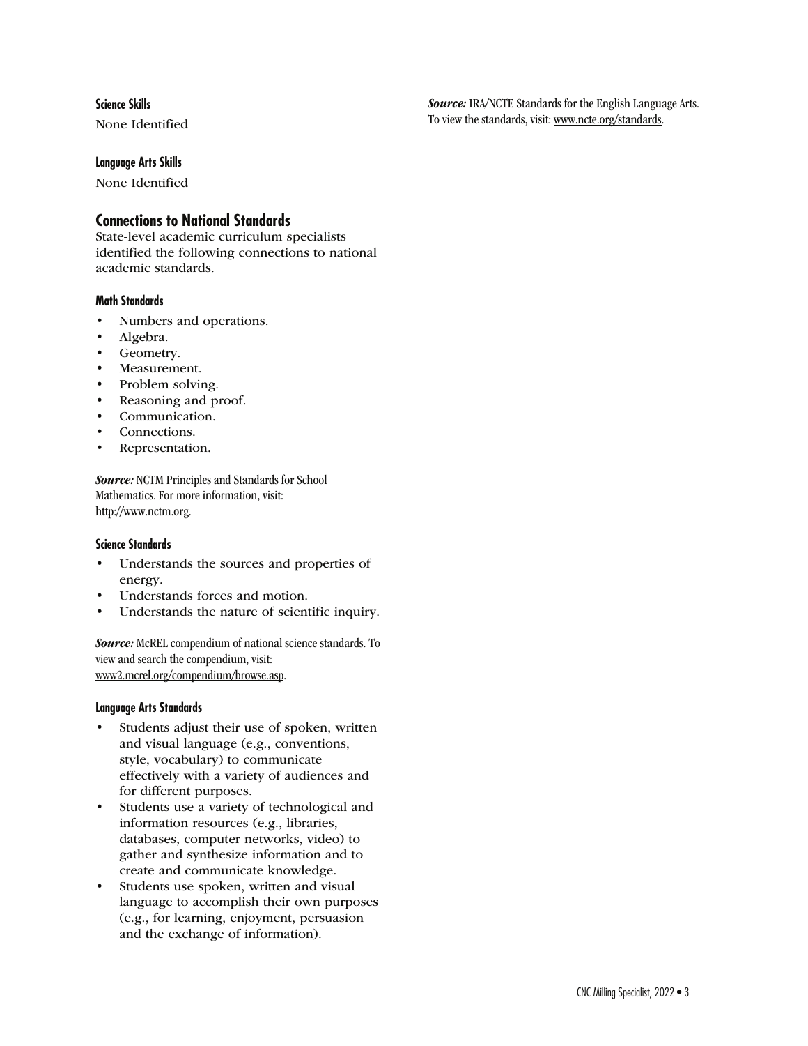#### Science Skills

None Identified

#### Language Arts Skills

None Identified

### Connections to National Standards

State-level academic curriculum specialists identified the following connections to national academic standards.

#### Math Standards

- Numbers and operations.
- Algebra.
- Geometry.
- Measurement.
- Problem solving.
- Reasoning and proof.
- Communication.
- Connections.
- Representation.

***Source:*** NCTM Principles and Standards for School Mathematics. For more information, visit: http://www.nctm.org.

#### Science Standards

- Understands the sources and properties of energy.
- Understands forces and motion.
- Understands the nature of scientific inquiry.

***Source:*** McREL compendium of national science standards. To view and search the compendium, visit: www2.mcrel.org/compendium/browse.asp.

#### Language Arts Standards

- Students adjust their use of spoken, written and visual language (e.g., conventions, style, vocabulary) to communicate effectively with a variety of audiences and for different purposes.
- Students use a variety of technological and information resources (e.g., libraries, databases, computer networks, video) to gather and synthesize information and to create and communicate knowledge.
- Students use spoken, written and visual language to accomplish their own purposes (e.g., for learning, enjoyment, persuasion and the exchange of information).

***Source:*** IRA/NCTE Standards for the English Language Arts. To view the standards, visit: www.ncte.org/standards.